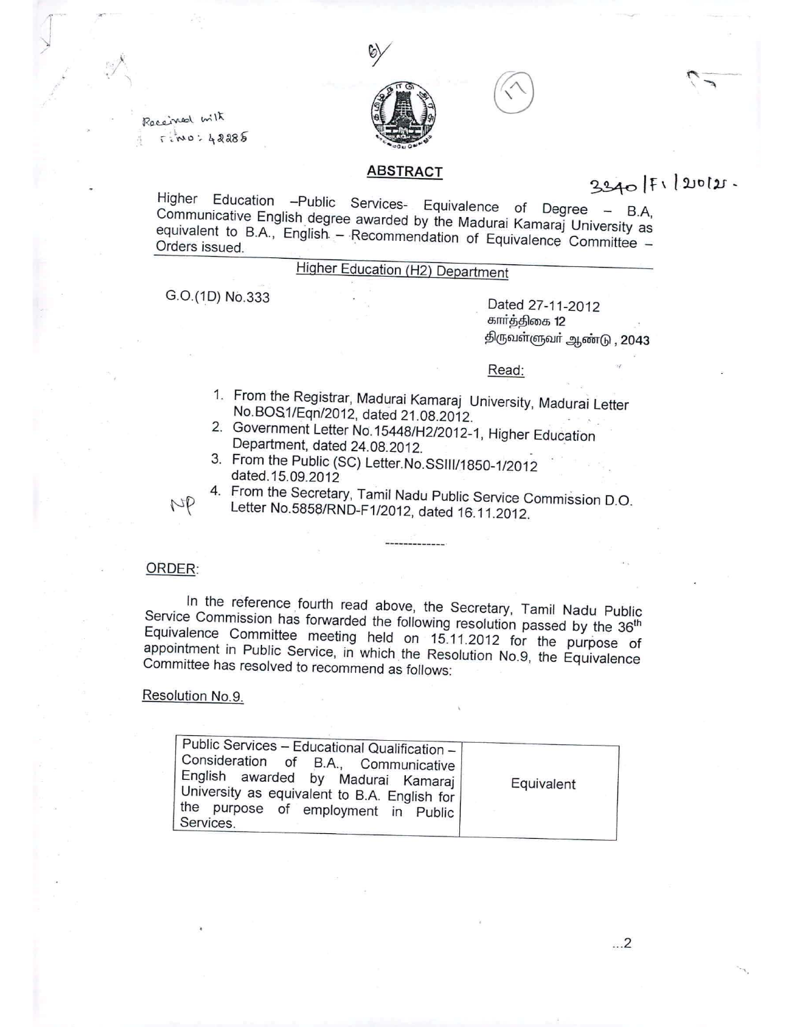## ABSTRACT

Higher Education –Public Services- Equivalence of Degree – B.A, Communicative English degree awarded by the Madurai Kamaraj University as equivalent to B.A., English. – Recommendation of Equivalence Committee – Orders issued.

### Higher Education (H2) Department

G.O.(1D) No.333

Dated 27-11-2012
கார்த்திகை 12
திருவள்ளுவர் ஆண்டு, 2043

Read:

1. From the Registrar, Madurai Kamaraj University, Madurai Letter No.BOS1/Eqn/2012, dated 21.08.2012.
2. Government Letter No.15448/H2/2012-1, Higher Education Department, dated 24.08.2012.
3. From the Public (SC) Letter.No.SSIII/1850-1/2012 dated.15.09.2012
4. From the Secretary, Tamil Nadu Public Service Commission D.O. Letter No.5858/RND-F1/2012, dated 16.11.2012.

-------------

ORDER:

In the reference fourth read above, the Secretary, Tamil Nadu Public Service Commission has forwarded the following resolution passed by the 36th Equivalence Committee meeting held on 15.11.2012 for the purpose of appointment in Public Service, in which the Resolution No.9, the Equivalence Committee has resolved to recommend as follows:

Resolution No.9.

| Public Services – Educational Qualification – Consideration of B.A., Communicative English awarded by Madurai Kamaraj University as equivalent to B.A. English for the purpose of employment in Public Services. | Equivalent |
|---|---|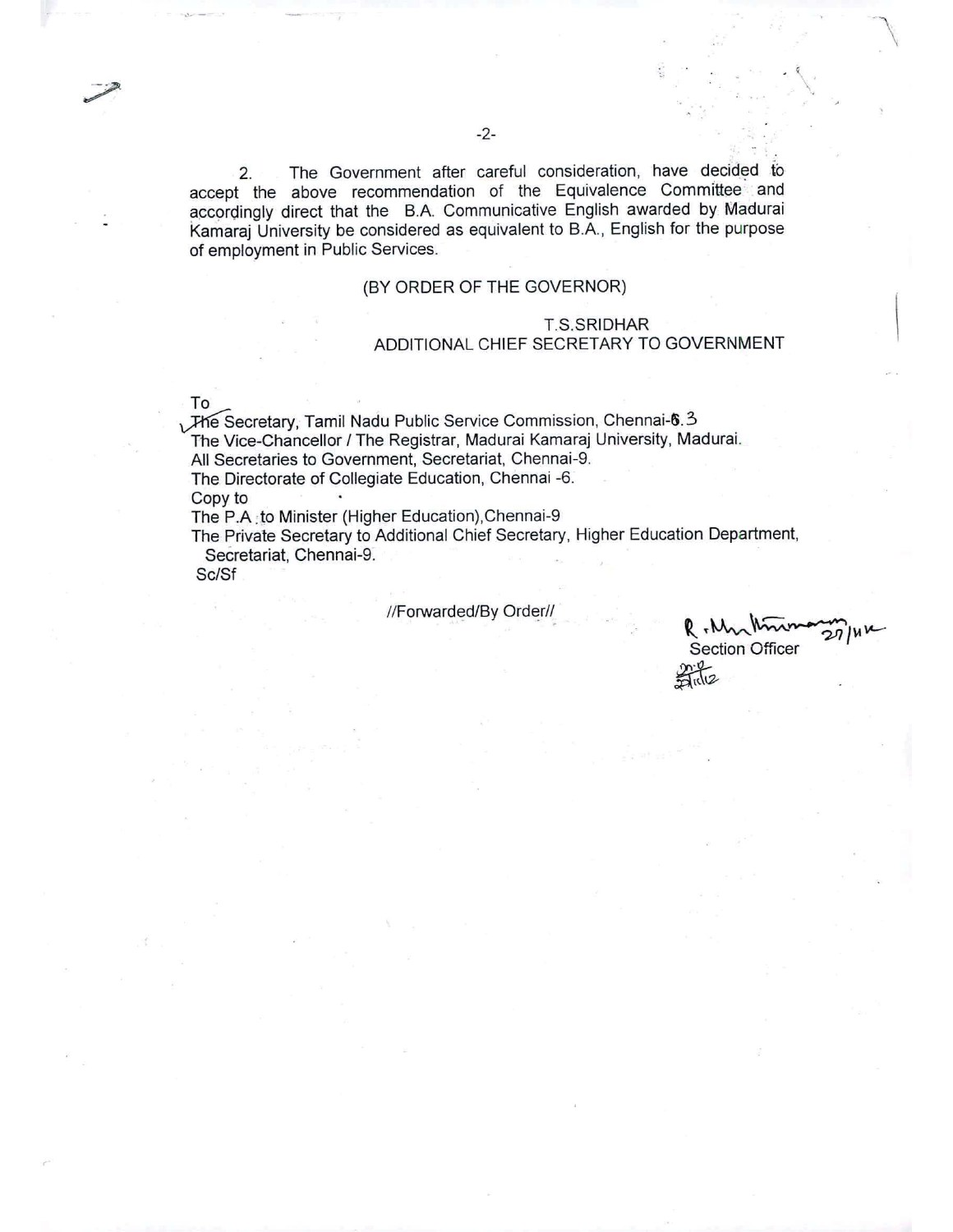2. The Government after careful consideration, have decided to accept the above recommendation of the Equivalence Committee and accordingly direct that the B.A. Communicative English awarded by Madurai Kamaraj University be considered as equivalent to B.A., English for the purpose of employment in Public Services.

(BY ORDER OF THE GOVERNOR)

T.S.SRIDHAR
ADDITIONAL CHIEF SECRETARY TO GOVERNMENT

To
The Secretary, Tamil Nadu Public Service Commission, Chennai-3.
The Vice-Chancellor / The Registrar, Madurai Kamaraj University, Madurai.
All Secretaries to Government, Secretariat, Chennai-9.
The Directorate of Collegiate Education, Chennai -6.
Copy to
The P.A. to Minister (Higher Education), Chennai-9
The Private Secretary to Additional Chief Secretary, Higher Education Department, Secretariat, Chennai-9.
Sc/Sf

//Forwarded/By Order//

Section Officer